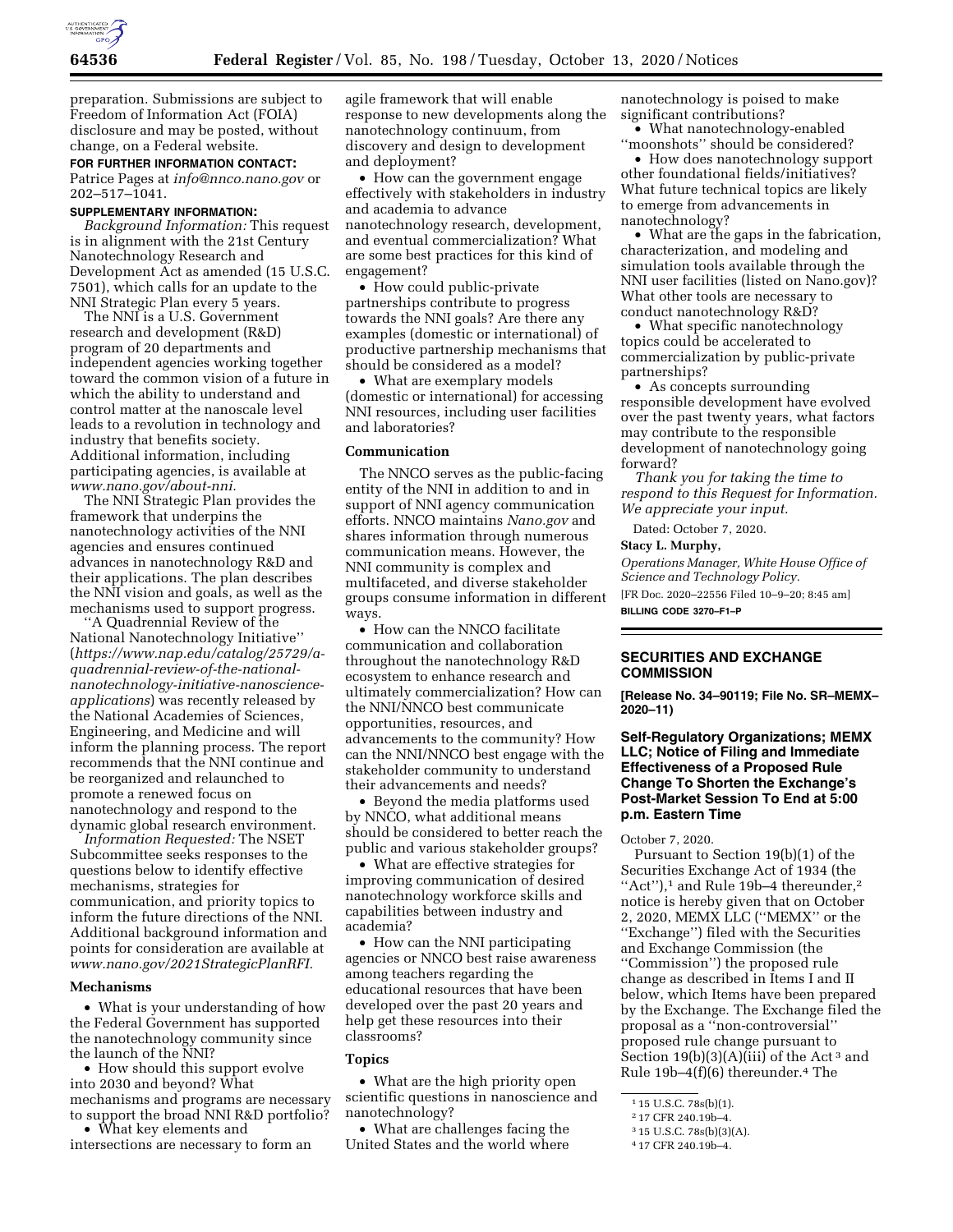preparation. Submissions are subject to Freedom of Information Act (FOIA) disclosure and may be posted, without change, on a Federal website.

**FOR FURTHER INFORMATION CONTACT:** Patrice Pages at *info@nnco.nano.gov* or 202–517–1041.

**SUPPLEMENTARY INFORMATION:**

*Background Information:* This request is in alignment with the 21st Century Nanotechnology Research and Development Act as amended (15 U.S.C. 7501), which calls for an update to the NNI Strategic Plan every 5 years.

The NNI is a U.S. Government research and development (R&D) program of 20 departments and independent agencies working together toward the common vision of a future in which the ability to understand and control matter at the nanoscale level leads to a revolution in technology and industry that benefits society. Additional information, including participating agencies, is available at *www.nano.gov/about-nni.*

The NNI Strategic Plan provides the framework that underpins the nanotechnology activities of the NNI agencies and ensures continued advances in nanotechnology R&D and their applications. The plan describes the NNI vision and goals, as well as the mechanisms used to support progress.

''A Quadrennial Review of the National Nanotechnology Initiative'' (*https://www.nap.edu/catalog/25729/a-quadrennial-review-of-the-national-nanotechnology-initiative-nanoscience-applications*) was recently released by the National Academies of Sciences, Engineering, and Medicine and will inform the planning process. The report recommends that the NNI continue and be reorganized and relaunched to promote a renewed focus on nanotechnology and respond to the dynamic global research environment.

*Information Requested:* The NSET Subcommittee seeks responses to the questions below to identify effective mechanisms, strategies for communication, and priority topics to inform the future directions of the NNI. Additional background information and points for consideration are available at *www.nano.gov/2021StrategicPlanRFI.*

## Mechanisms

- What is your understanding of how the Federal Government has supported the nanotechnology community since the launch of the NNI?
- How should this support evolve into 2030 and beyond? What mechanisms and programs are necessary to support the broad NNI R&D portfolio?
- What key elements and intersections are necessary to form an agile framework that will enable response to new developments along the nanotechnology continuum, from discovery and design to development and deployment?
- How can the government engage effectively with stakeholders in industry and academia to advance nanotechnology research, development, and eventual commercialization? What are some best practices for this kind of engagement?
- How could public-private partnerships contribute to progress towards the NNI goals? Are there any examples (domestic or international) of productive partnership mechanisms that should be considered as a model?
- What are exemplary models (domestic or international) for accessing NNI resources, including user facilities and laboratories?

## Communication

The NNCO serves as the public-facing entity of the NNI in addition to and in support of NNI agency communication efforts. NNCO maintains *Nano.gov* and shares information through numerous communication means. However, the NNI community is complex and multifaceted, and diverse stakeholder groups consume information in different ways.

- How can the NNCO facilitate communication and collaboration throughout the nanotechnology R&D ecosystem to enhance research and ultimately commercialization? How can the NNI/NNCO best communicate opportunities, resources, and advancements to the community? How can the NNI/NNCO best engage with the stakeholder community to understand their advancements and needs?
- Beyond the media platforms used by NNCO, what additional means should be considered to better reach the public and various stakeholder groups?
- What are effective strategies for improving communication of desired nanotechnology workforce skills and capabilities between industry and academia?
- How can the NNI participating agencies or NNCO best raise awareness among teachers regarding the educational resources that have been developed over the past 20 years and help get these resources into their classrooms?

## Topics

- What are the high priority open scientific questions in nanoscience and nanotechnology?
- What are challenges facing the United States and the world where nanotechnology is poised to make significant contributions?
- What nanotechnology-enabled ''moonshots'' should be considered?
- How does nanotechnology support other foundational fields/initiatives? What future technical topics are likely to emerge from advancements in nanotechnology?
- What are the gaps in the fabrication, characterization, and modeling and simulation tools available through the NNI user facilities (listed on Nano.gov)? What other tools are necessary to conduct nanotechnology R&D?
- What specific nanotechnology topics could be accelerated to commercialization by public-private partnerships?
- As concepts surrounding responsible development have evolved over the past twenty years, what factors may contribute to the responsible development of nanotechnology going forward?

*Thank you for taking the time to respond to this Request for Information. We appreciate your input.*

Dated: October 7, 2020.

**Stacy L. Murphy,**

*Operations Manager, White House Office of Science and Technology Policy.*

[FR Doc. 2020–22556 Filed 10–9–20; 8:45 am]

**BILLING CODE 3270–F1–P**

# SECURITIES AND EXCHANGE COMMISSION

**[Release No. 34–90119; File No. SR–MEMX–2020–11]**

## Self-Regulatory Organizations; MEMX LLC; Notice of Filing and Immediate Effectiveness of a Proposed Rule Change To Shorten the Exchange's Post-Market Session To End at 5:00 p.m. Eastern Time

October 7, 2020.

Pursuant to Section 19(b)(1) of the Securities Exchange Act of 1934 (the ''Act''),[1] and Rule 19b–4 thereunder,[2] notice is hereby given that on October 2, 2020, MEMX LLC (''MEMX'' or the ''Exchange'') filed with the Securities and Exchange Commission (the ''Commission'') the proposed rule change as described in Items I and II below, which Items have been prepared by the Exchange. The Exchange filed the proposal as a ''non-controversial'' proposed rule change pursuant to Section 19(b)(3)(A)(iii) of the Act [3] and Rule 19b–4(f)(6) thereunder.[4] The

[1] 15 U.S.C. 78s(b)(1).

[2] 17 CFR 240.19b–4.

[3] 15 U.S.C. 78s(b)(3)(A).

[4] 17 CFR 240.19b–4.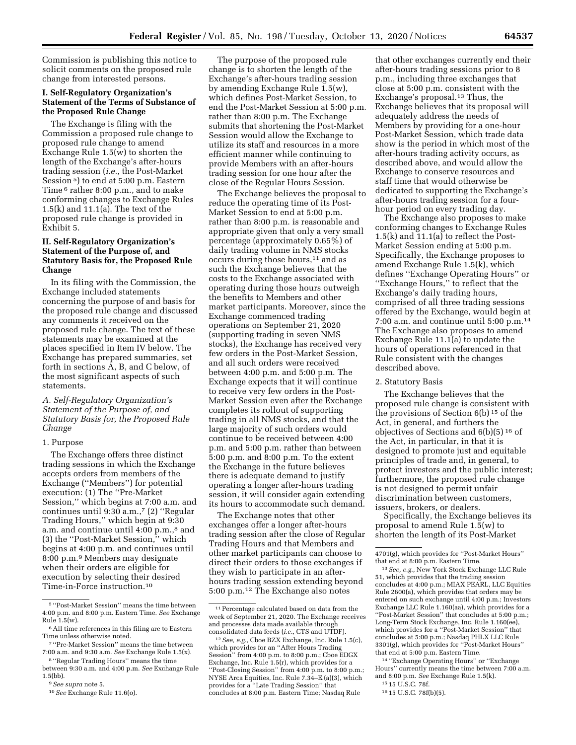Commission is publishing this notice to solicit comments on the proposed rule change from interested persons.

## I. Self-Regulatory Organization's Statement of the Terms of Substance of the Proposed Rule Change

The Exchange is filing with the Commission a proposed rule change to proposed rule change to amend Exchange Rule 1.5(w) to shorten the length of the Exchange's after-hours trading session (*i.e.,* the Post-Market Session[5]) to end at 5:00 p.m. Eastern Time[6] rather 8:00 p.m., and to make conforming changes to Exchange Rules 1.5(k) and 11.1(a). The text of the proposed rule change is provided in Exhibit 5.

## II. Self-Regulatory Organization's Statement of the Purpose of, and Statutory Basis for, the Proposed Rule Change

In its filing with the Commission, the Exchange included statements concerning the purpose of and basis for the proposed rule change and discussed any comments it received on the proposed rule change. The text of these statements may be examined at the places specified in Item IV below. The Exchange has prepared summaries, set forth in sections A, B, and C below, of the most significant aspects of such statements.

### *A. Self-Regulatory Organization's Statement of the Purpose of, and Statutory Basis for, the Proposed Rule Change*

1. Purpose

The Exchange offers three distinct trading sessions in which the Exchange accepts orders from members of the Exchange ("Members") for potential execution: (1) The "Pre-Market Session," which begins at 7:00 a.m. and continues until 9:30 a.m.,[7] (2) "Regular Trading Hours," which begin at 9:30 a.m. and continue until 4:00 p.m.,[8] and (3) the "Post-Market Session," which begins at 4:00 p.m. and continues until 8:00 p.m.[9] Members may designate when their orders are eligible for execution by selecting their desired Time-in-Force instruction.[10]

The purpose of the proposed rule change is to shorten the length of the Exchange's after-hours trading session by amending Exchange Rule 1.5(w), which defines Post-Market Session, to end the Post-Market Session at 5:00 p.m. rather than 8:00 p.m. The Exchange submits that shortening the Post-Market Session would allow the Exchange to utilize its staff and resources in a more efficient manner while continuing to provide Members with an after-hours trading session for one hour after the close of the Regular Hours Session.

The Exchange believes the proposal to reduce the operating time of its Post-Market Session to end at 5:00 p.m. rather than 8:00 p.m. is reasonable and appropriate given that only a very small percentage (approximately 0.65%) of daily trading volume in NMS stocks occurs during those hours,[11] and as such the Exchange believes that the costs to the Exchange associated with operating during those hours outweigh the benefits to Members and other market participants. Moreover, since the Exchange commenced trading operations on September 21, 2020 (supporting trading in seven NMS stocks), the Exchange has received very few orders in the Post-Market Session, and all such orders were received between 4:00 p.m. and 5:00 p.m. The Exchange expects that it will continue to receive very few orders in the Post-Market Session even after the Exchange completes its rollout of supporting trading in all NMS stocks, and that the large majority of such orders would continue to be received between 4:00 p.m. and 5:00 p.m. rather than between 5:00 p.m. and 8:00 p.m. To the extent the Exchange in the future believes there is adequate demand to justify operating a longer after-hours trading session, it will consider again extending its hours to accommodate such demand.

The Exchange notes that other exchanges offer a longer after-hours trading session after the close of Regular Trading Hours and that Members and other market participants can choose to direct their orders to those exchanges if they wish to participate in an after-hours trading session extending beyond 5:00 p.m.[12] The Exchange also notes that other exchanges currently end their after-hours trading sessions prior to 8 p.m., including three exchanges that close at 5:00 p.m. consistent with the Exchange's proposal.[13] Thus, the Exchange believes that its proposal will adequately address the needs of Members by providing for a one-hour Post-Market Session, which trade data show is the period in which most of the after-hours trading activity occurs, as described above, and would allow the Exchange to conserve resources and staff time that would otherwise be dedicated to supporting the Exchange's after-hours trading session for a four-hour period on every trading day.

The Exchange also proposes to make conforming changes to Exchange Rules 1.5(k) and 11.1(a) to reflect the Post-Market Session ending at 5:00 p.m. Specifically, the Exchange proposes to amend Exchange Rule 1.5(k), which defines "Exchange Operating Hours" or "Exchange Hours," to reflect that the Exchange's daily trading hours, comprised of all three trading sessions offered by the Exchange, would begin at 7:00 a.m. and continue until 5:00 p.m.[14] The Exchange also proposes to amend Exchange Rule 11.1(a) to update the hours of operations referenced in that Rule consistent with the changes described above.

2. Statutory Basis

The Exchange believes that the proposed rule change is consistent with the provisions of Section 6(b)[15] of the Act, in general, and furthers the objectives of Sections and 6(b)(5)[16] of the Act, in particular, in that it is designed to promote just and equitable principles of trade and, in general, to protect investors and the public interest; furthermore, the proposed rule change is not designed to permit unfair discrimination between customers, issuers, brokers, or dealers.

Specifically, the Exchange believes its proposal to amend Rule 1.5(w) to shorten the length of its Post-Market

---

[5] "Post-Market Session" means the time between 4:00 p.m. and 8:00 p.m. Eastern Time. *See* Exchange Rule 1.5(w).

[6] All time references in this filing are to Eastern Time unless otherwise noted.

[7] "Pre-Market Session" means the time between 7:00 a.m. and 9:30 a.m. *See* Exchange Rule 1.5(x).

[8] "Regular Trading Hours" means the time between 9:30 a.m. and 4:00 p.m. *See* Exchange Rule 1.5(bb).

[9] *See supra* note 5.

[10] *See* Exchange Rule 11.6(o).

[11] Percentage calculated based on data from the week of September 21, 2020. The Exchange receives and processes data made available through consolidated data feeds (*i.e.,* CTS and UTDF).

[12] *See, e.g.,* Cboe BZX Exchange, Inc. Rule 1.5(c), which provides for an "After Hours Trading Session" from 4:00 p.m. to 8:00 p.m.; Cboe EDGX Exchange, Inc. Rule 1.5(r), which provides for a "Post-Closing Session" from 4:00 p.m. to 8:00 p.m.; NYSE Arca Equities, Inc. Rule 7.34–E.(a)(3), which provides for a "Late Trading Session" that concludes at 8:00 p.m. Eastern Time; Nasdaq Rule 4701(g), which provides for "Post-Market Hours" that end at 8:00 p.m. Eastern Time.

[13] *See, e.g.,* New York Stock Exchange LLC Rule 51, which provides that the trading session concludes at 4:00 p.m.; MIAX PEARL, LLC Equities Rule 2600(a), which provides that orders may be entered on such exchange until 4:00 p.m.; Investors Exchange LLC Rule 1.160(aa), which provides for a "Post-Market Session" that concludes at 5:00 p.m.; Long-Term Stock Exchange, Inc. Rule 1.160(ee), which provides for a "Post-Market Session" that concludes at 5:00 p.m.; Nasdaq PHLX LLC Rule 3301(g), which provides for "Post-Market Hours" that end at 5:00 p.m. Eastern Time.

[14] "Exchange Operating Hours" or "Exchange Hours" currently means the time between 7:00 a.m. and 8:00 p.m. *See* Exchange Rule 1.5(k).

[15] 15 U.S.C. 78f.

[16] 15 U.S.C. 78f(b)(5).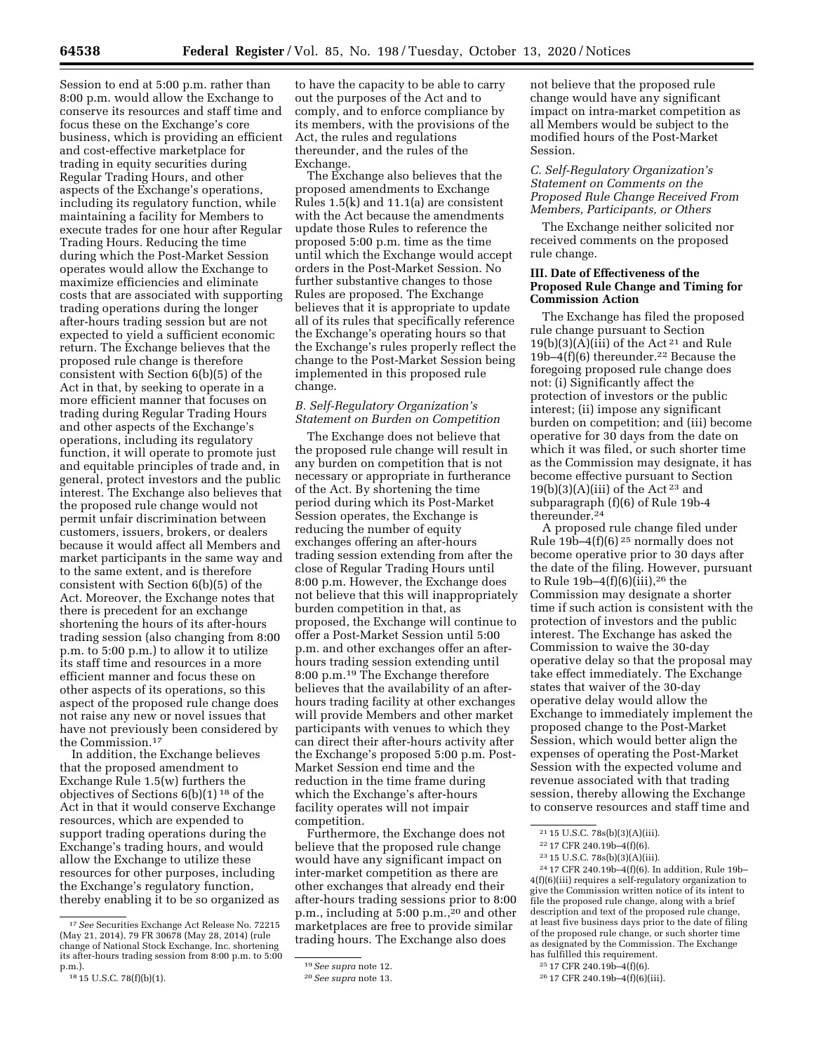Session to end at 5:00 p.m. rather than 8:00 p.m. would allow the Exchange to conserve its resources and staff time and focus these on the Exchange's core business, which is providing an efficient and cost-effective marketplace for trading in equity securities during Regular Trading Hours, and other aspects of the Exchange's operations, including its regulatory function, while maintaining a facility for Members to execute trades for one hour after Regular Trading Hours. Reducing the time during which the Post-Market Session operates would allow the Exchange to maximize efficiencies and eliminate costs that are associated with supporting trading operations during the longer after-hours trading session but are not expected to yield a sufficient economic return. The Exchange believes that the proposed rule change is therefore consistent with Section 6(b)(5) of the Act in that, by seeking to operate in a more efficient manner that focuses on trading during Regular Trading Hours and other aspects of the Exchange's operations, including its regulatory function, it will operate to promote just and equitable principles of trade and, in general, protect investors and the public interest. The Exchange also believes that the proposed rule change would not permit unfair discrimination between customers, issuers, brokers, or dealers because it would affect all Members and market participants in the same way and to the same extent, and is therefore consistent with Section 6(b)(5) of the Act. Moreover, the Exchange notes that there is precedent for an exchange shortening the hours of its after-hours trading session (also changing from 8:00 p.m. to 5:00 p.m.) to allow it to utilize its staff time and resources in a more efficient manner and focus these on other aspects of its operations, so this aspect of the proposed rule change does not raise any new or novel issues that have not previously been considered by the Commission.[17]

In addition, the Exchange believes that the proposed amendment to Exchange Rule 1.5(w) furthers the objectives of Sections 6(b)(1)[18] of the Act in that it would conserve Exchange resources, which are expended to support trading operations during the Exchange's trading hours, and would allow the Exchange to utilize these resources for other purposes, including the Exchange's regulatory function, thereby enabling it to be so organized as to have the capacity to be able to carry out the purposes of the Act and to comply, and to enforce compliance by its members, with the provisions of the Act, the rules and regulations thereunder, and the rules of the Exchange.

The Exchange also believes that the proposed amendments to Exchange Rules 1.5(k) and 11.1(a) are consistent with the Act because the amendments update those Rules to reference the proposed 5:00 p.m. time as the time until which the Exchange would accept orders in the Post-Market Session. No further substantive changes to those Rules are proposed. The Exchange believes that it is appropriate to update all of its rules that specifically reference the Exchange's operating hours so that the Exchange's rules properly reflect the change to the Post-Market Session being implemented in this proposed rule change.

### *B. Self-Regulatory Organization's Statement on Burden on Competition*

The Exchange does not believe that the proposed rule change will result in any burden on competition that is not necessary or appropriate in furtherance of the Act. By shortening the time period during which its Post-Market Session operates, the Exchange is reducing the number of equity exchanges offering an after-hours trading session extending from after the close of Regular Trading Hours until 8:00 p.m. However, the Exchange does not believe that this will inappropriately burden competition in that, as proposed, the Exchange will continue to offer a Post-Market Session until 5:00 p.m. and other exchanges offer an after-hours trading session extending until 8:00 p.m.[19] The Exchange therefore believes that the availability of an after-hours trading facility at other exchanges will provide Members and other market participants with venues to which they can direct their after-hours activity after the Exchange's proposed 5:00 p.m. Post-Market Session end time and the reduction in the time frame during which the Exchange's after-hours facility operates will not impair competition.

Furthermore, the Exchange does not believe that the proposed rule change would have any significant impact on inter-market competition as there are other exchanges that already end their after-hours trading sessions prior to 8:00 p.m., including at 5:00 p.m.,[20] and other marketplaces are free to provide similar trading hours. The Exchange also does not believe that the proposed rule change would have any significant impact on intra-market competition as all Members would be subject to the modified hours of the Post-Market Session.

### *C. Self-Regulatory Organization's Statement on Comments on the Proposed Rule Change Received From Members, Participants, or Others*

The Exchange neither solicited nor received comments on the proposed rule change.

## III. Date of Effectiveness of the Proposed Rule Change and Timing for Commission Action

The Exchange has filed the proposed rule change pursuant to Section 19(b)(3)(A)(iii) of the Act[21] and Rule 19b–4(f)(6) thereunder.[22] Because the foregoing proposed rule change does not: (i) Significantly affect the protection of investors or the public interest; (ii) impose any significant burden on competition; and (iii) become operative for 30 days from the date on which it was filed, or such shorter time as the Commission may designate, it has become effective pursuant to Section 19(b)(3)(A)(iii) of the Act[23] and subparagraph (f)(6) of Rule 19b-4 thereunder.[24]

A proposed rule change filed under Rule 19b–4(f)(6)[25] normally does not become operative prior to 30 days after the date of the filing. However, pursuant to Rule 19b–4(f)(6)(iii),[26] the Commission may designate a shorter time if such action is consistent with the protection of investors and the public interest. The Exchange has asked the Commission to waive the 30-day operative delay so that the proposal may take effect immediately. The Exchange states that waiver of the 30-day operative delay would allow the Exchange to immediately implement the proposed change to the Post-Market Session, which would better align the expenses of operating the Post-Market Session with the expected volume and revenue associated with that trading session, thereby allowing the Exchange to conserve resources and staff time and

---

[17] *See* Securities Exchange Act Release No. 72215 (May 21, 2014), 79 FR 30678 (May 28, 2014) (rule change of National Stock Exchange, Inc. shortening its after-hours trading session from 8:00 p.m. to 5:00 p.m.).

[18] 15 U.S.C. 78(f)(b)(1).

[19] *See supra* note 12.

[20] *See supra* note 13.

[21] 15 U.S.C. 78s(b)(3)(A)(iii).

[22] 17 CFR 240.19b–4(f)(6).

[23] 15 U.S.C. 78s(b)(3)(A)(iii).

[24] 17 CFR 240.19b–4(f)(6). In addition, Rule 19b–4(f)(6)(iii) requires a self-regulatory organization to give the Commission written notice of its intent to file the proposed rule change, along with a brief description and text of the proposed rule change, at least five business days prior to the date of filing of the proposed rule change, or such shorter time as designated by the Commission. The Exchange has fulfilled this requirement.

[25] 17 CFR 240.19b–4(f)(6).

[26] 17 CFR 240.19b–4(f)(6)(iii).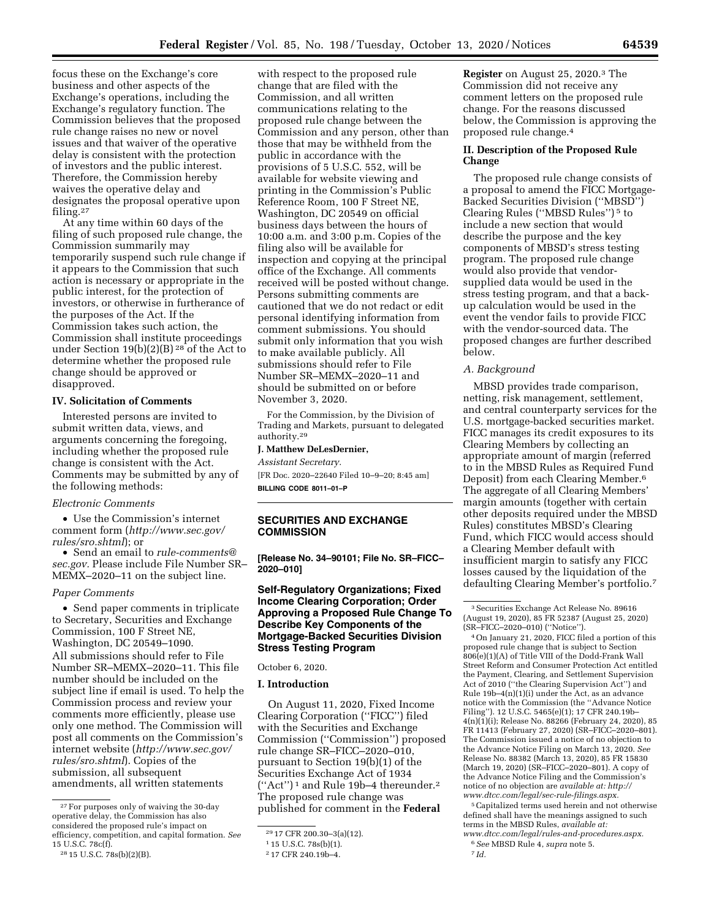focus these on the Exchange's core business and other aspects of the Exchange's operations, including the Exchange's regulatory function. The Commission believes that the proposed rule change raises no new or novel issues and that waiver of the operative delay is consistent with the protection of investors and the public interest. Therefore, the Commission hereby waives the operative delay and designates the proposal operative upon filing.[27]

At any time within 60 days of the filing of such proposed rule change, the Commission summarily may temporarily suspend such rule change if it appears to the Commission that such action is necessary or appropriate in the public interest, for the protection of investors, or otherwise in furtherance of the purposes of the Act. If the Commission takes such action, the Commission shall institute proceedings under Section 19(b)(2)(B)[28] of the Act to determine whether the proposed rule change should be approved or disapproved.

**IV. Solicitation of Comments**

Interested persons are invited to submit written data, views, and arguments concerning the foregoing, including whether the proposed rule change is consistent with the Act. Comments may be submitted by any of the following methods:

*Electronic Comments*

- Use the Commission's internet comment form (*http://www.sec.gov/rules/sro.shtml*); or
- Send an email to *rule-comments@sec.gov.* Please include File Number SR–MEMX–2020–11 on the subject line.

*Paper Comments*

- Send paper comments in triplicate to Secretary, Securities and Exchange Commission, 100 F Street NE, Washington, DC 20549–1090.

All submissions should refer to File Number SR–MEMX–2020–11. This file number should be included on the subject line if email is used. To help the Commission process and review your comments more efficiently, please use only one method. The Commission will post all comments on the Commission's internet website (*http://www.sec.gov/rules/sro.shtml*). Copies of the submission, all subsequent amendments, all written statements with respect to the proposed rule change that are filed with the Commission, and all written communications relating to the proposed rule change between the Commission and any person, other than those that may be withheld from the public in accordance with the provisions of 5 U.S.C. 552, will be available for website viewing and printing in the Commission's Public Reference Room, 100 F Street NE, Washington, DC 20549 on official business days between the hours of 10:00 a.m. and 3:00 p.m. Copies of the filing also will be available for inspection and copying at the principal office of the Exchange. All comments received will be posted without change. Persons submitting comments are cautioned that we do not redact or edit personal identifying information from comment submissions. You should submit only information that you wish to make available publicly. All submissions should refer to File Number SR–MEMX–2020–11 and should be submitted on or before November 3, 2020.

For the Commission, by the Division of Trading and Markets, pursuant to delegated authority.[29]

**J. Matthew DeLesDernier,**

*Assistant Secretary.*

[FR Doc. 2020–22640 Filed 10–9–20; 8:45 am]

**BILLING CODE 8011–01–P**

[27] For purposes only of waiving the 30-day operative delay, the Commission has also considered the proposed rule's impact on efficiency, competition, and capital formation. *See* 15 U.S.C. 78c(f).

[28] 15 U.S.C. 78s(b)(2)(B).

[29] 17 CFR 200.30–3(a)(12).

## SECURITIES AND EXCHANGE COMMISSION

**[Release No. 34–90101; File No. SR–FICC–2020–010]**

### Self-Regulatory Organizations; Fixed Income Clearing Corporation; Order Approving a Proposed Rule Change To Describe Key Components of the Mortgage-Backed Securities Division Stress Testing Program

October 6, 2020.

**I. Introduction**

On August 11, 2020, Fixed Income Clearing Corporation (''FICC'') filed with the Securities and Exchange Commission (''Commission'') proposed rule change SR–FICC–2020–010, pursuant to Section 19(b)(1) of the Securities Exchange Act of 1934 (''Act'')[1] and Rule 19b–4 thereunder.[2] The proposed rule change was published for comment in the **Federal Register** on August 25, 2020.[3] The Commission did not receive any comment letters on the proposed rule change. For the reasons discussed below, the Commission is approving the proposed rule change.[4]

**II. Description of the Proposed Rule Change**

The proposed rule change consists of a proposal to amend the FICC Mortgage-Backed Securities Division (''MBSD'') Clearing Rules (''MBSD Rules'')[5] to include a new section that would describe the purpose and the key components of MBSD's stress testing program. The proposed rule change would also provide that vendor-supplied data would be used in the stress testing program, and that a back-up calculation would be used in the event the vendor fails to provide FICC with the vendor-sourced data. The proposed changes are further described below.

*A. Background*

MBSD provides trade comparison, netting, risk management, settlement, and central counterparty services for the U.S. mortgage-backed securities market. FICC manages its credit exposures to its Clearing Members by collecting an appropriate amount of margin (referred to in the MBSD Rules as Required Fund Deposit) from each Clearing Member.[6] The aggregate of all Clearing Members' margin amounts (together with certain other deposits required under the MBSD Rules) constitutes MBSD's Clearing Fund, which FICC would access should a Clearing Member default with insufficient margin to satisfy any FICC losses caused by the liquidation of the defaulting Clearing Member's portfolio.[7]

[1] 15 U.S.C. 78s(b)(1).

[2] 17 CFR 240.19b–4.

[3] Securities Exchange Act Release No. 89616 (August 19, 2020), 85 FR 52387 (August 25, 2020) (SR–FICC–2020–010) (''Notice'').

[4] On January 21, 2020, FICC filed a portion of this proposed rule change that is subject to Section 806(e)(1)(A) of Title VIII of the Dodd-Frank Wall Street Reform and Consumer Protection Act entitled the Payment, Clearing, and Settlement Supervision Act of 2010 (''the Clearing Supervision Act'') and Rule 19b–4(n)(1)(i) under the Act, as an advance notice with the Commission (the ''Advance Notice Filing''). 12 U.S.C. 5465(e)(1); 17 CFR 240.19b–4(n)(1)(i); Release No. 88266 (February 24, 2020), 85 FR 11413 (February 27, 2020) (SR–FICC–2020–801). The Commission issued a notice of no objection to the Advance Notice Filing on March 13, 2020. *See* Release No. 88382 (March 13, 2020), 85 FR 15830 (March 19, 2020) (SR–FICC–2020–801). A copy of the Advance Notice Filing and the Commission's notice of no objection are *available at: http://www.dtcc.com/legal/sec-rule-filings.aspx.*

[5] Capitalized terms used herein and not otherwise defined shall have the meanings assigned to such terms in the MBSD Rules, *available at: www.dtcc.com/legal/rules-and-procedures.aspx.*

[6] *See* MBSD Rule 4, *supra* note 5.

[7] *Id.*